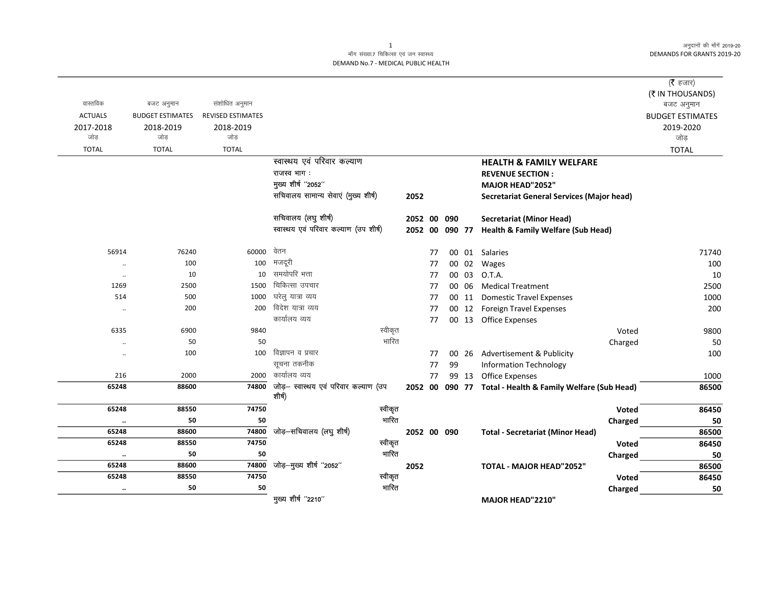माँग संख्या.7 चिकित्सा एवं जन स्वास्थ्य
DEMAND No.7 - MEDICAL PUBLIC HEALTH

अनुदानों की माँगें 2019-20
DEMANDS FOR GRANTS 2019-20

(₹ हजार)
(₹ IN THOUSANDS)

| वास्तविक ACTUALS 2017-2018 जोड़ TOTAL | बजट अनुमान BUDGET ESTIMATES 2018-2019 जोड़ TOTAL | संशोधित अनुमान REVISED ESTIMATES 2018-2019 जोड़ TOTAL | | | | | | | बजट अनुमान BUDGET ESTIMATES 2019-2020 जोड़ TOTAL |
|---|---|---|---|---|---|---|---|---|---|
| | | | स्वास्थ्य एवं परिवार कल्याण | | | | | **HEALTH & FAMILY WELFARE** | |
| | | | राजस्व भाग : | | | | | **REVENUE SECTION :** | |
| | | | मुख्य शीर्ष ''2052'' | | | | | **MAJOR HEAD"2052"** | |
| | | | सचिवालय सामान्य सेवाएं (मुख्य शीर्ष) | **2052** | | | | **Secretariat General Services (Major head)** | |
| | | | सचिवालय (लघु शीर्ष) | **2052** | **00** | **090** | | **Secretariat (Minor Head)** | |
| | | | स्वास्थ्य एवं परिवार कल्याण (उप शीर्ष) | **2052** | **00** | **090** | **77** | **Health & Family Welfare (Sub Head)** | |
| 56914 | 76240 | 60000 | वेतन | | 77 | 00 | 01 | Salaries | 71740 |
| .. | 100 | 100 | मजदूरी | | 77 | 00 | 02 | Wages | 100 |
| .. | 10 | 10 | समयोपरि भत्ता | | 77 | 00 | 03 | O.T.A. | 10 |
| 1269 | 2500 | 1500 | चिकित्सा उपचार | | 77 | 00 | 06 | Medical Treatment | 2500 |
| 514 | 500 | 1000 | घरेलु यात्रा व्यय | | 77 | 00 | 11 | Domestic Travel Expenses | 1000 |
| .. | 200 | 200 | विदेश यात्रा व्यय | | 77 | 00 | 12 | Foreign Travel Expenses | 200 |
| | | | कार्यालय व्यय | | 77 | 00 | 13 | Office Expenses | |
| 6335 | 6900 | 9840 | स्वीकृत | | | | | Voted | 9800 |
| .. | 50 | 50 | भारित | | | | | Charged | 50 |
| .. | 100 | 100 | विज्ञापन व प्रचार | | 77 | 00 | 26 | Advertisement & Publicity | 100 |
| | | | सूचना तकनीक | | 77 | 99 | | Information Technology | |
| 216 | 2000 | 2000 | कार्यालय व्यय | | 77 | 99 | 13 | Office Expenses | 1000 |
| **65248** | **88600** | **74800** | जोड़– स्वास्थ्य एवं परिवार कल्याण (उप शीर्ष) | **2052** | **00** | **090** | **77** | **Total - Health & Family Welfare (Sub Head)** | **86500** |
| **65248** | **88550** | **74750** | स्वीकृत | | | | | **Voted** | **86450** |
| **..** | **50** | **50** | भारित | | | | | **Charged** | **50** |
| **65248** | **88600** | **74800** | जोड़–सचिवालय (लघु शीर्ष) | **2052** | **00** | **090** | | **Total - Secretariat (Minor Head)** | **86500** |
| **65248** | **88550** | **74750** | स्वीकृत | | | | | **Voted** | **86450** |
| **..** | **50** | **50** | भारित | | | | | **Charged** | **50** |
| **65248** | **88600** | **74800** | जोड़–मुख्य शीर्ष ''2052'' | **2052** | | | | **TOTAL - MAJOR HEAD"2052"** | **86500** |
| **65248** | **88550** | **74750** | स्वीकृत | | | | | **Voted** | **86450** |
| **..** | **50** | **50** | भारित | | | | | **Charged** | **50** |
| | | | मुख्य शीर्ष ''2210'' | | | | | **MAJOR HEAD"2210"** | |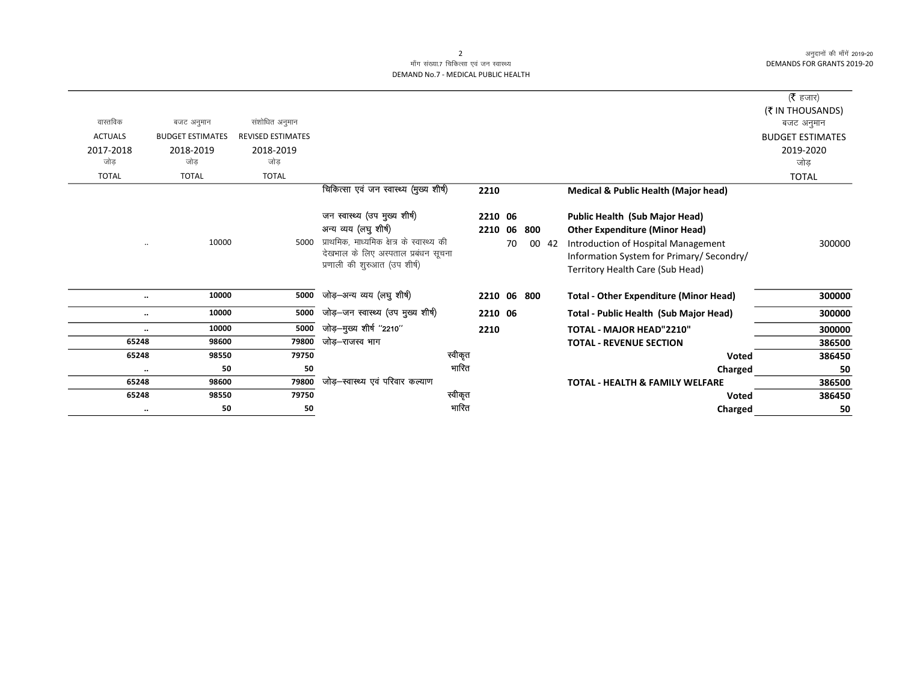माँग संख्या.7 चिकित्सा एवं जन स्वास्थ्य
DEMAND No.7 - MEDICAL PUBLIC HEALTH

अनुदानों की माँगें 2019-20
DEMANDS FOR GRANTS 2019-20

(₹ हजार)
(₹ IN THOUSANDS)

| वास्तविक ACTUALS 2017-2018 जोड़ TOTAL | बजट अनुमान BUDGET ESTIMATES 2018-2019 जोड़ TOTAL | संशोधित अनुमान REVISED ESTIMATES 2018-2019 जोड़ TOTAL | | | | | | | बजट अनुमान BUDGET ESTIMATES 2019-2020 जोड़ TOTAL |
|---|---|---|---|---|---|---|---|---|---|
| | | | चिकित्सा एवं जन स्वास्थ्य (मुख्य शीर्ष) | 2210 | | | | **Medical & Public Health (Major head)** | |
| | | | जन स्वास्थ्य (उप मुख्य शीर्ष) | 2210 | 06 | | | **Public Health (Sub Major Head)** | |
| | | | अन्य व्यय (लघु शीर्ष) | 2210 | 06 | 800 | | **Other Expenditure (Minor Head)** | |
| .. | 10000 | 5000 | प्राथमिक, माध्यमिक क्षेत्र के स्वास्थ्य की देखभाल के लिए अस्पताल प्रबंधन सूचना प्रणाली की शुरुआत (उप शीर्ष) | | 70 | 00 | 42 | Introduction of Hospital Management Information System for Primary/ Secondry/ Territory Health Care (Sub Head) | 300000 |
| **..** | **10000** | **5000** | जोड़–अन्य व्यय (लघु शीर्ष) | **2210** | **06** | **800** | | **Total - Other Expenditure (Minor Head)** | **300000** |
| **..** | **10000** | **5000** | जोड़–जन स्वास्थ्य (उप मुख्य शीर्ष) | **2210** | **06** | | | **Total - Public Health (Sub Major Head)** | **300000** |
| **..** | **10000** | **5000** | जोड़–मुख्य शीर्ष "2210" | **2210** | | | | **TOTAL - MAJOR HEAD"2210"** | **300000** |
| **65248** | **98600** | **79800** | जोड़–राजस्व भाग | | | | | **TOTAL - REVENUE SECTION** | **386500** |
| **65248** | **98550** | **79750** | स्वीकृत | | | | | **Voted** | **386450** |
| **..** | **50** | **50** | भारित | | | | | **Charged** | **50** |
| **65248** | **98600** | **79800** | जोड़–स्वास्थ्य एवं परिवार कल्याण | | | | | **TOTAL - HEALTH & FAMILY WELFARE** | **386500** |
| **65248** | **98550** | **79750** | स्वीकृत | | | | | **Voted** | **386450** |
| **..** | **50** | **50** | भारित | | | | | **Charged** | **50** |